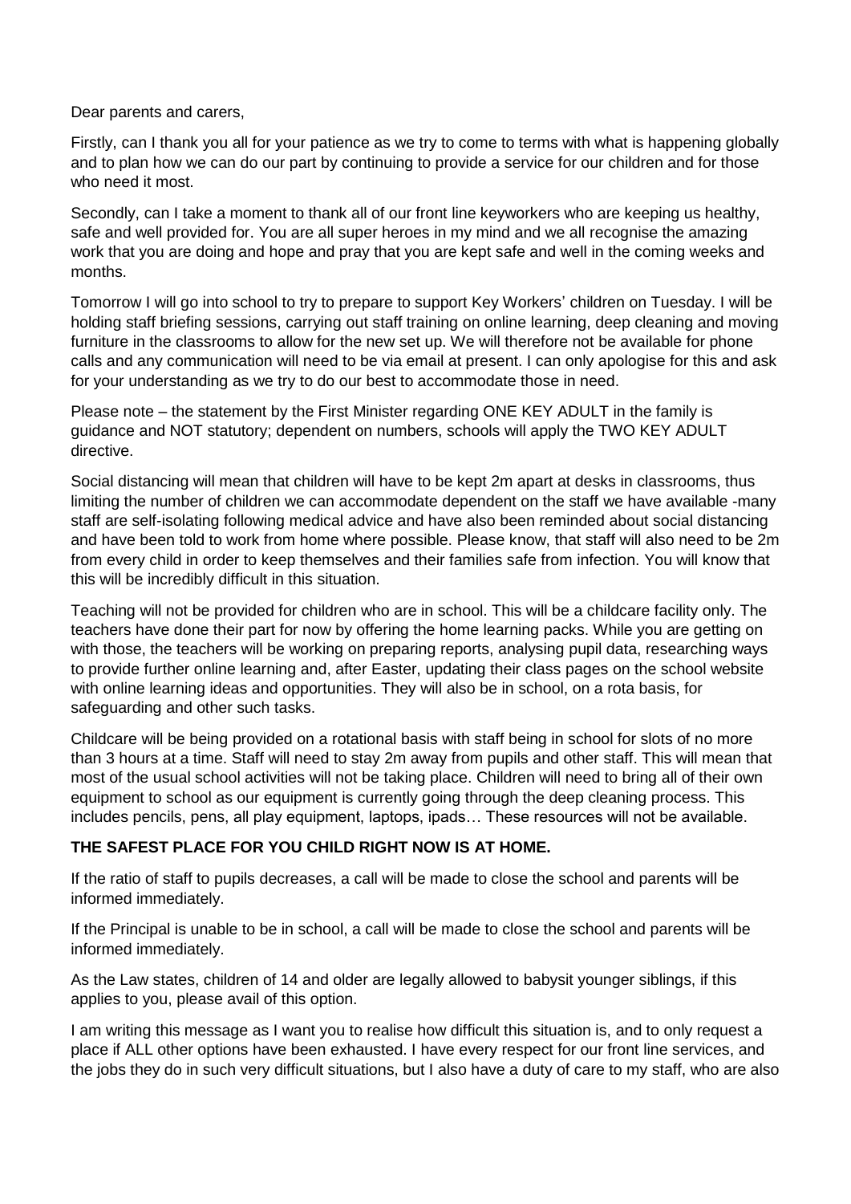Dear parents and carers,

Firstly, can I thank you all for your patience as we try to come to terms with what is happening globally and to plan how we can do our part by continuing to provide a service for our children and for those who need it most.

Secondly, can I take a moment to thank all of our front line keyworkers who are keeping us healthy, safe and well provided for. You are all super heroes in my mind and we all recognise the amazing work that you are doing and hope and pray that you are kept safe and well in the coming weeks and months.

Tomorrow I will go into school to try to prepare to support Key Workers' children on Tuesday. I will be holding staff briefing sessions, carrying out staff training on online learning, deep cleaning and moving furniture in the classrooms to allow for the new set up. We will therefore not be available for phone calls and any communication will need to be via email at present. I can only apologise for this and ask for your understanding as we try to do our best to accommodate those in need.

Please note – the statement by the First Minister regarding ONE KEY ADULT in the family is guidance and NOT statutory; dependent on numbers, schools will apply the TWO KEY ADULT directive.

Social distancing will mean that children will have to be kept 2m apart at desks in classrooms, thus limiting the number of children we can accommodate dependent on the staff we have available -many staff are self-isolating following medical advice and have also been reminded about social distancing and have been told to work from home where possible. Please know, that staff will also need to be 2m from every child in order to keep themselves and their families safe from infection. You will know that this will be incredibly difficult in this situation.

Teaching will not be provided for children who are in school. This will be a childcare facility only. The teachers have done their part for now by offering the home learning packs. While you are getting on with those, the teachers will be working on preparing reports, analysing pupil data, researching ways to provide further online learning and, after Easter, updating their class pages on the school website with online learning ideas and opportunities. They will also be in school, on a rota basis, for safeguarding and other such tasks.

Childcare will be being provided on a rotational basis with staff being in school for slots of no more than 3 hours at a time. Staff will need to stay 2m away from pupils and other staff. This will mean that most of the usual school activities will not be taking place. Children will need to bring all of their own equipment to school as our equipment is currently going through the deep cleaning process. This includes pencils, pens, all play equipment, laptops, ipads… These resources will not be available.

**THE SAFEST PLACE FOR YOU CHILD RIGHT NOW IS AT HOME.**

If the ratio of staff to pupils decreases, a call will be made to close the school and parents will be informed immediately.

If the Principal is unable to be in school, a call will be made to close the school and parents will be informed immediately.

As the Law states, children of 14 and older are legally allowed to babysit younger siblings, if this applies to you, please avail of this option.

I am writing this message as I want you to realise how difficult this situation is, and to only request a place if ALL other options have been exhausted. I have every respect for our front line services, and the jobs they do in such very difficult situations, but I also have a duty of care to my staff, who are also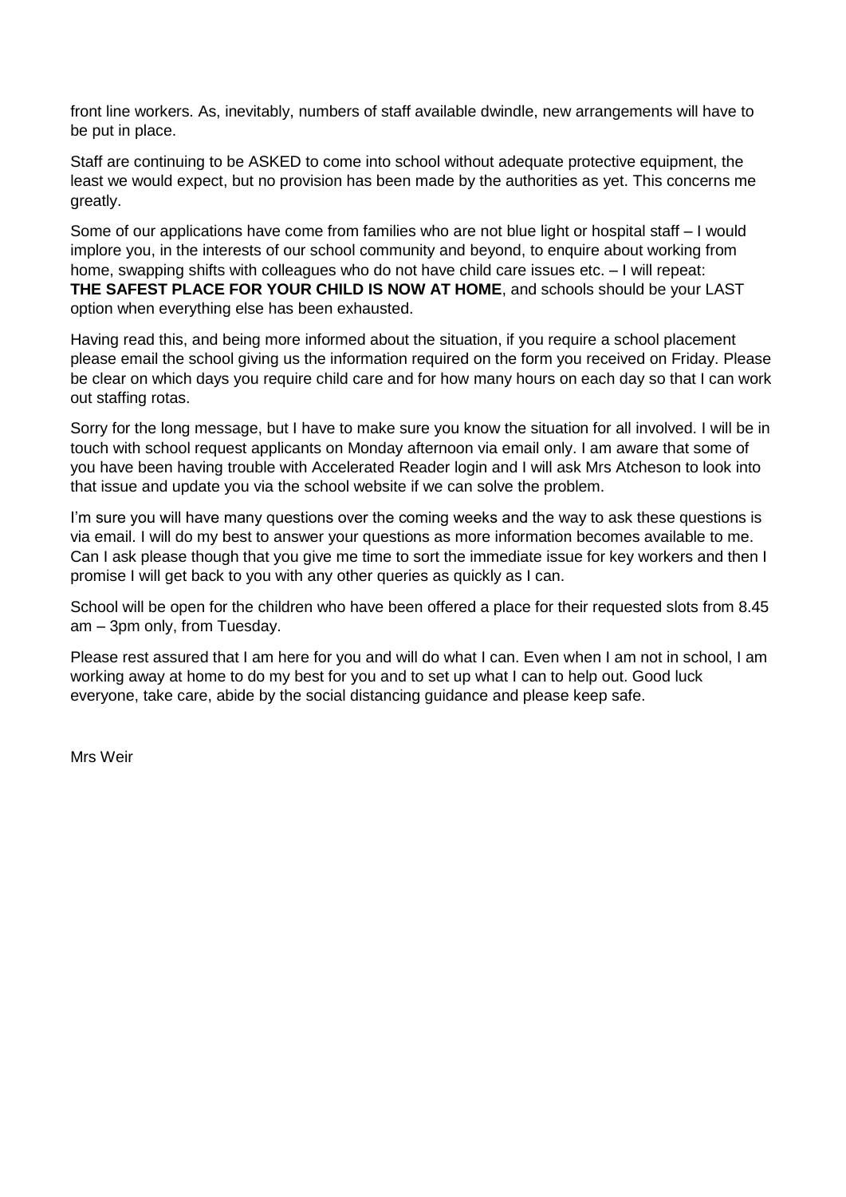front line workers. As, inevitably, numbers of staff available dwindle, new arrangements will have to be put in place.

Staff are continuing to be ASKED to come into school without adequate protective equipment, the least we would expect, but no provision has been made by the authorities as yet. This concerns me greatly.

Some of our applications have come from families who are not blue light or hospital staff – I would implore you, in the interests of our school community and beyond, to enquire about working from home, swapping shifts with colleagues who do not have child care issues etc. – I will repeat: **THE SAFEST PLACE FOR YOUR CHILD IS NOW AT HOME**, and schools should be your LAST option when everything else has been exhausted.

Having read this, and being more informed about the situation, if you require a school placement please email the school giving us the information required on the form you received on Friday. Please be clear on which days you require child care and for how many hours on each day so that I can work out staffing rotas.

Sorry for the long message, but I have to make sure you know the situation for all involved. I will be in touch with school request applicants on Monday afternoon via email only. I am aware that some of you have been having trouble with Accelerated Reader login and I will ask Mrs Atcheson to look into that issue and update you via the school website if we can solve the problem.

I'm sure you will have many questions over the coming weeks and the way to ask these questions is via email. I will do my best to answer your questions as more information becomes available to me. Can I ask please though that you give me time to sort the immediate issue for key workers and then I promise I will get back to you with any other queries as quickly as I can.

School will be open for the children who have been offered a place for their requested slots from 8.45 am – 3pm only, from Tuesday.

Please rest assured that I am here for you and will do what I can. Even when I am not in school, I am working away at home to do my best for you and to set up what I can to help out. Good luck everyone, take care, abide by the social distancing guidance and please keep safe.

Mrs Weir